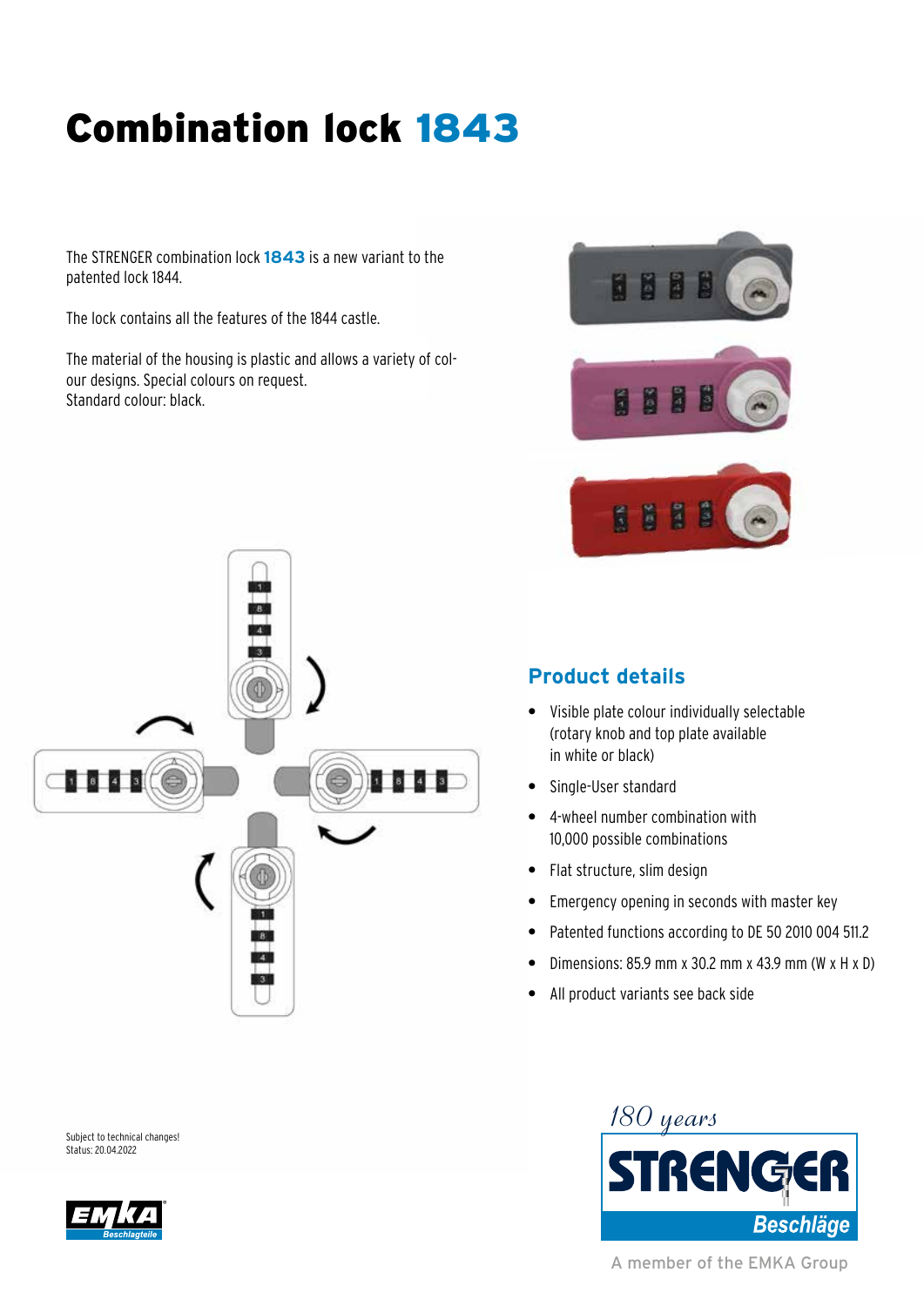# Combination lock 1843

The STRENGER combination lock **1843** is a new variant to the patented lock 1844.

The lock contains all the features of the 1844 castle.

The material of the housing is plastic and allows a variety of colour designs. Special colours on request.
Standard colour: black.

## Product details

- Visible plate colour individually selectable (rotary knob and top plate available in white or black)
- Single-User standard
- 4-wheel number combination with 10,000 possible combinations
- Flat structure, slim design
- Emergency opening in seconds with master key
- Patented functions according to DE 50 2010 004 511.2
- Dimensions: 85.9 mm x 30.2 mm x 43.9 mm (W x H x D)
- All product variants see back side

Subject to technical changes!
Status: 20.04.2022

180 years
STRENGER Beschläge
A member of the EMKA Group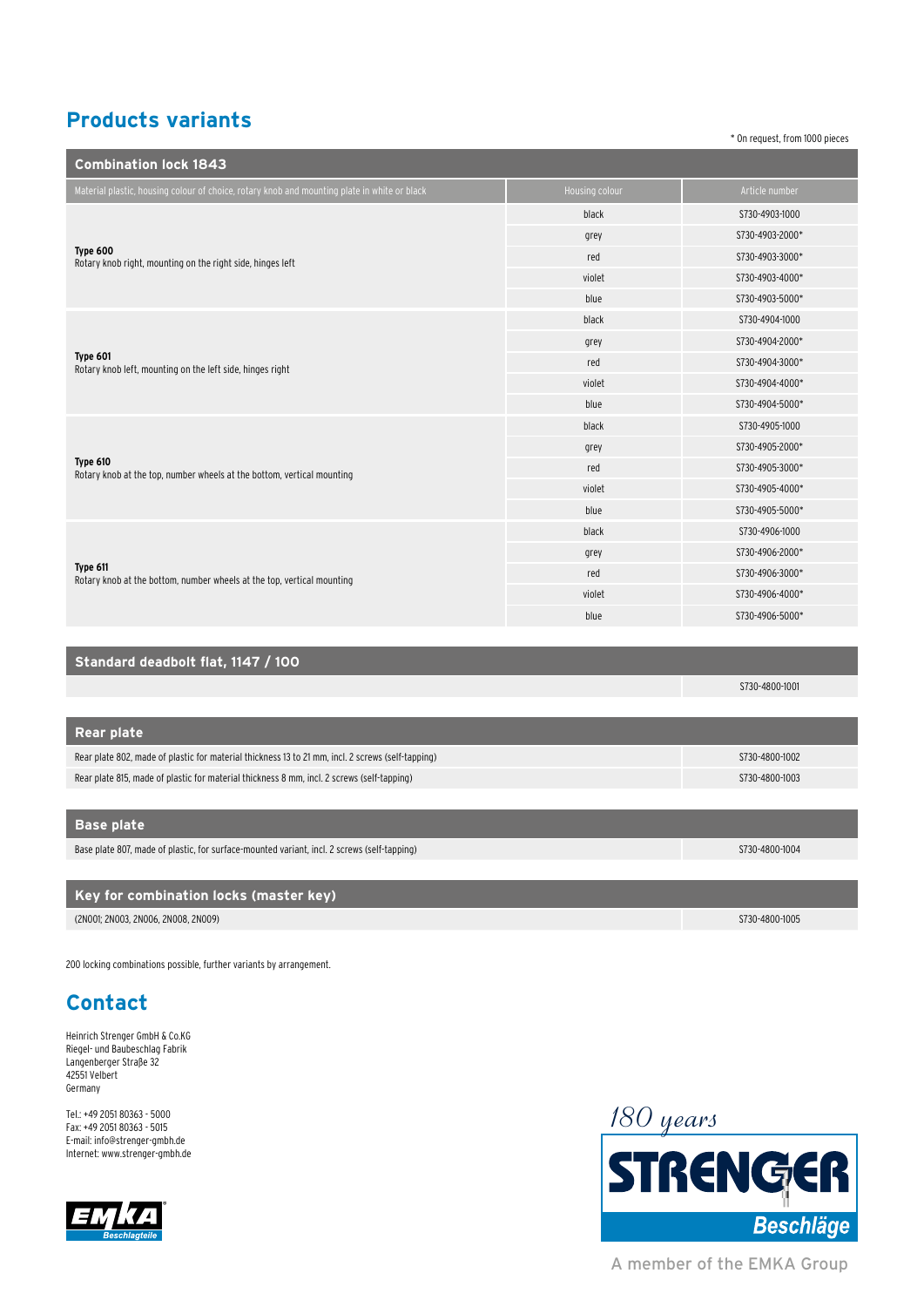## Products variants

\* On request, from 1000 pieces

| Combination lock 1843 | | |
|---|---|---|
| Material plastic, housing colour of choice, rotary knob and mounting plate in white or black | Housing colour | Article number |
| **Type 600**<br>Rotary knob right, mounting on the right side, hinges left | black | S730-4903-1000 |
| | grey | S730-4903-2000* |
| | red | S730-4903-3000* |
| | violet | S730-4903-4000* |
| | blue | S730-4903-5000* |
| **Type 601**<br>Rotary knob left, mounting on the left side, hinges right | black | S730-4904-1000 |
| | grey | S730-4904-2000* |
| | red | S730-4904-3000* |
| | violet | S730-4904-4000* |
| | blue | S730-4904-5000* |
| **Type 610**<br>Rotary knob at the top, number wheels at the bottom, vertical mounting | black | S730-4905-1000 |
| | grey | S730-4905-2000* |
| | red | S730-4905-3000* |
| | violet | S730-4905-4000* |
| | blue | S730-4905-5000* |
| **Type 611**<br>Rotary knob at the bottom, number wheels at the top, vertical mounting | black | S730-4906-1000 |
| | grey | S730-4906-2000* |
| | red | S730-4906-3000* |
| | violet | S730-4906-4000* |
| | blue | S730-4906-5000* |

| Standard deadbolt flat, 1147 / 100 | |
|---|---|
| | S730-4800-1001 |

| Rear plate | |
|---|---|
| Rear plate 802, made of plastic for material thickness 13 to 21 mm, incl. 2 screws (self-tapping) | S730-4800-1002 |
| Rear plate 815, made of plastic for material thickness 8 mm, incl. 2 screws (self-tapping) | S730-4800-1003 |

| Base plate | |
|---|---|
| Base plate 807, made of plastic, for surface-mounted variant, incl. 2 screws (self-tapping) | S730-4800-1004 |

| Key for combination locks (master key) | |
|---|---|
| (2N001; 2N003, 2N006, 2N008, 2N009) | S730-4800-1005 |

200 locking combinations possible, further variants by arrangement.

## Contact

Heinrich Strenger GmbH & Co.KG
Riegel- und Baubeschlag Fabrik
Langenberger Straße 32
42551 Velbert
Germany

Tel.: +49 2051 80363 - 5000
Fax: +49 2051 80363 - 5015
E-mail: info@strenger-gmbh.de
Internet: www.strenger-gmbh.de

EMKA Beschlagteile

180 years
STRENGER Beschläge

A member of the EMKA Group